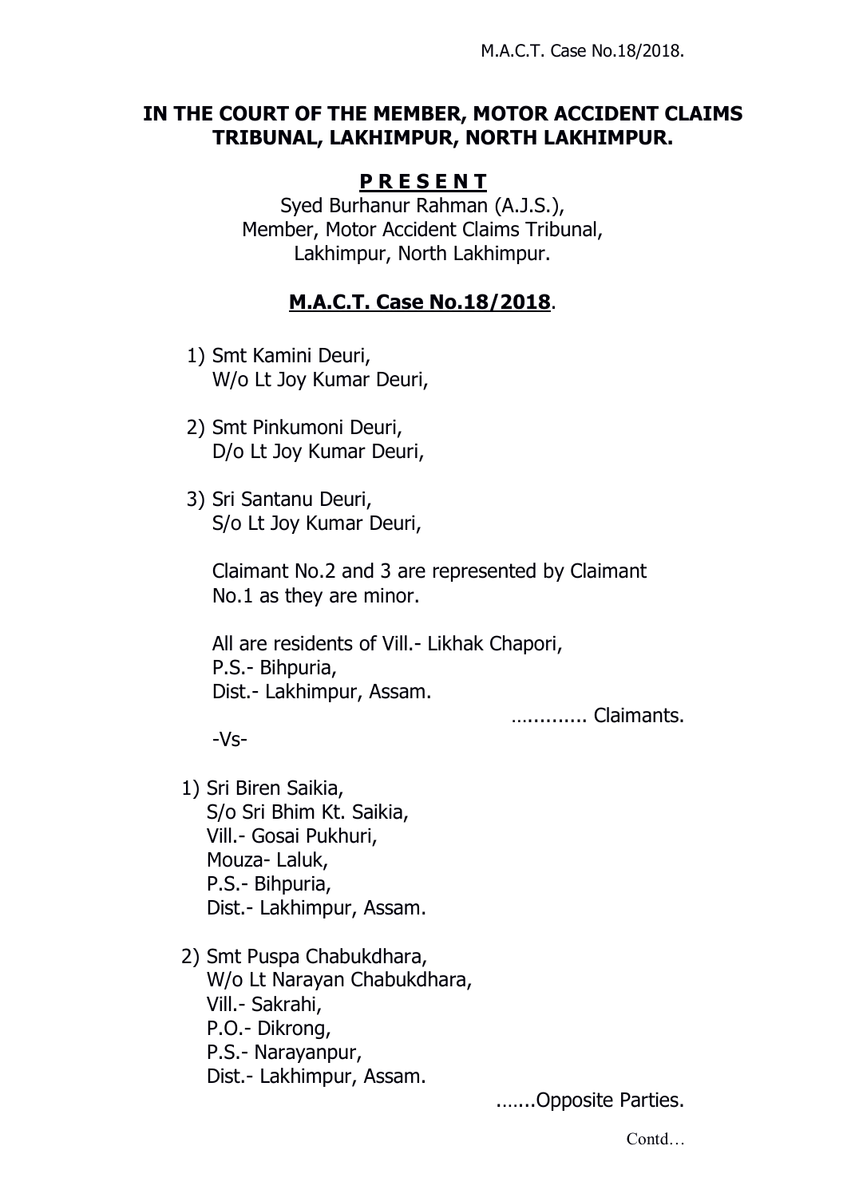**IN THE COURT OF THE MEMBER, MOTOR ACCIDENT CLAIMS TRIBUNAL, LAKHIMPUR, NORTH LAKHIMPUR.**

**P R E S E N T**

Syed Burhanur Rahman (A.J.S.),
Member, Motor Accident Claims Tribunal,
Lakhimpur, North Lakhimpur.

**M.A.C.T. Case No.18/2018.**

1) Smt Kamini Deuri,
W/o Lt Joy Kumar Deuri,

2) Smt Pinkumoni Deuri,
D/o Lt Joy Kumar Deuri,

3) Sri Santanu Deuri,
S/o Lt Joy Kumar Deuri,

Claimant No.2 and 3 are represented by Claimant No.1 as they are minor.

All are residents of Vill.- Likhak Chapori,
P.S.- Bihpuria,
Dist.- Lakhimpur, Assam.

………… Claimants.

-Vs-

1) Sri Biren Saikia,
S/o Sri Bhim Kt. Saikia,
Vill.- Gosai Pukhuri,
Mouza- Laluk,
P.S.- Bihpuria,
Dist.- Lakhimpur, Assam.

2) Smt Puspa Chabukdhara,
W/o Lt Narayan Chabukdhara,
Vill.- Sakrahi,
P.O.- Dikrong,
P.S.- Narayanpur,
Dist.- Lakhimpur, Assam.

…….Opposite Parties.

Contd…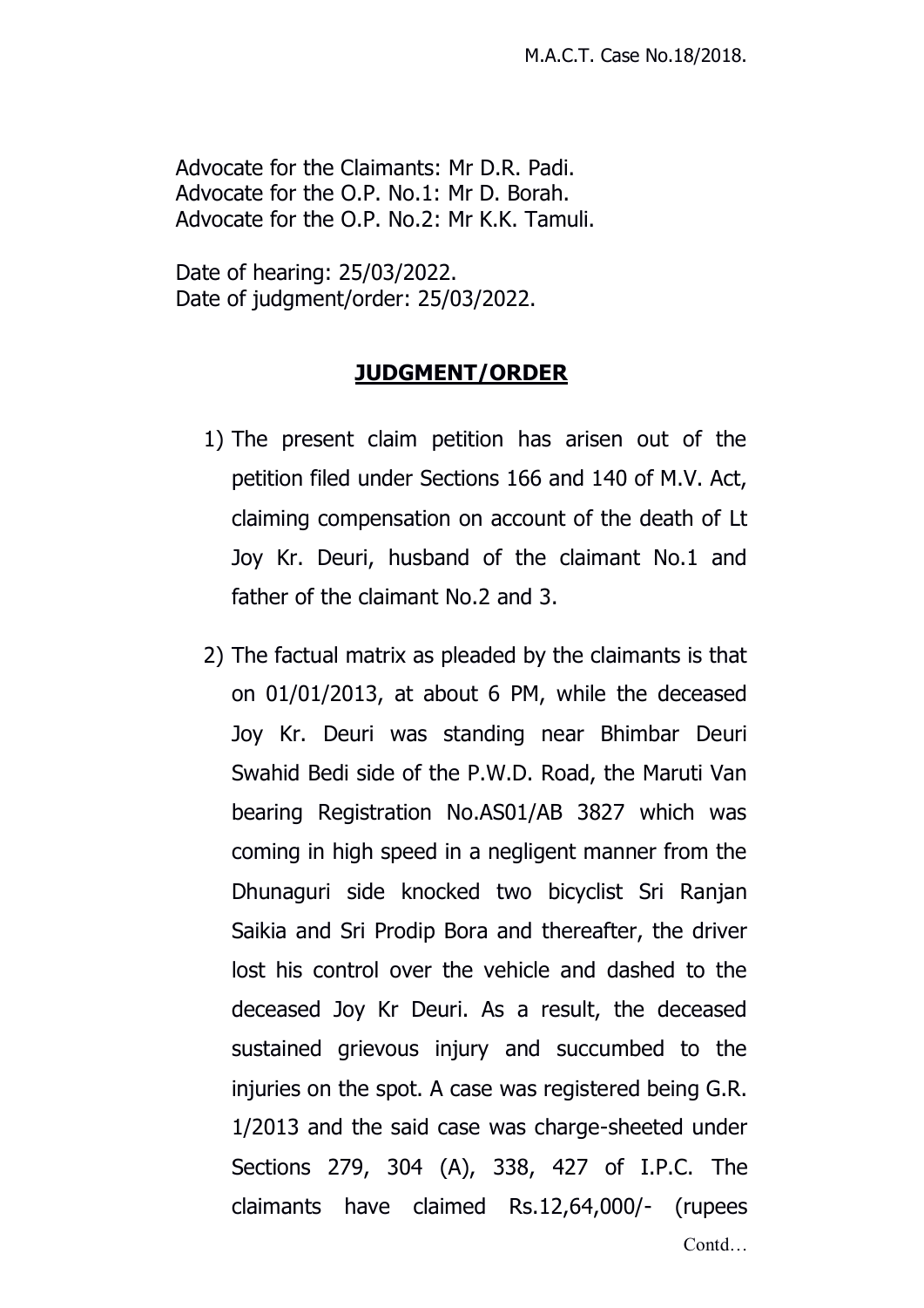Advocate for the Claimants: Mr D.R. Padi.
Advocate for the O.P. No.1: Mr D. Borah.
Advocate for the O.P. No.2: Mr K.K. Tamuli.

Date of hearing: 25/03/2022.
Date of judgment/order: 25/03/2022.

## JUDGMENT/ORDER

1) The present claim petition has arisen out of the petition filed under Sections 166 and 140 of M.V. Act, claiming compensation on account of the death of Lt Joy Kr. Deuri, husband of the claimant No.1 and father of the claimant No.2 and 3.

2) The factual matrix as pleaded by the claimants is that on 01/01/2013, at about 6 PM, while the deceased Joy Kr. Deuri was standing near Bhimbar Deuri Swahid Bedi side of the P.W.D. Road, the Maruti Van bearing Registration No.AS01/AB 3827 which was coming in high speed in a negligent manner from the Dhunaguri side knocked two bicyclist Sri Ranjan Saikia and Sri Prodip Bora and thereafter, the driver lost his control over the vehicle and dashed to the deceased Joy Kr Deuri. As a result, the deceased sustained grievous injury and succumbed to the injuries on the spot. A case was registered being G.R. 1/2013 and the said case was charge-sheeted under Sections 279, 304 (A), 338, 427 of I.P.C. The claimants have claimed Rs.12,64,000/- (rupees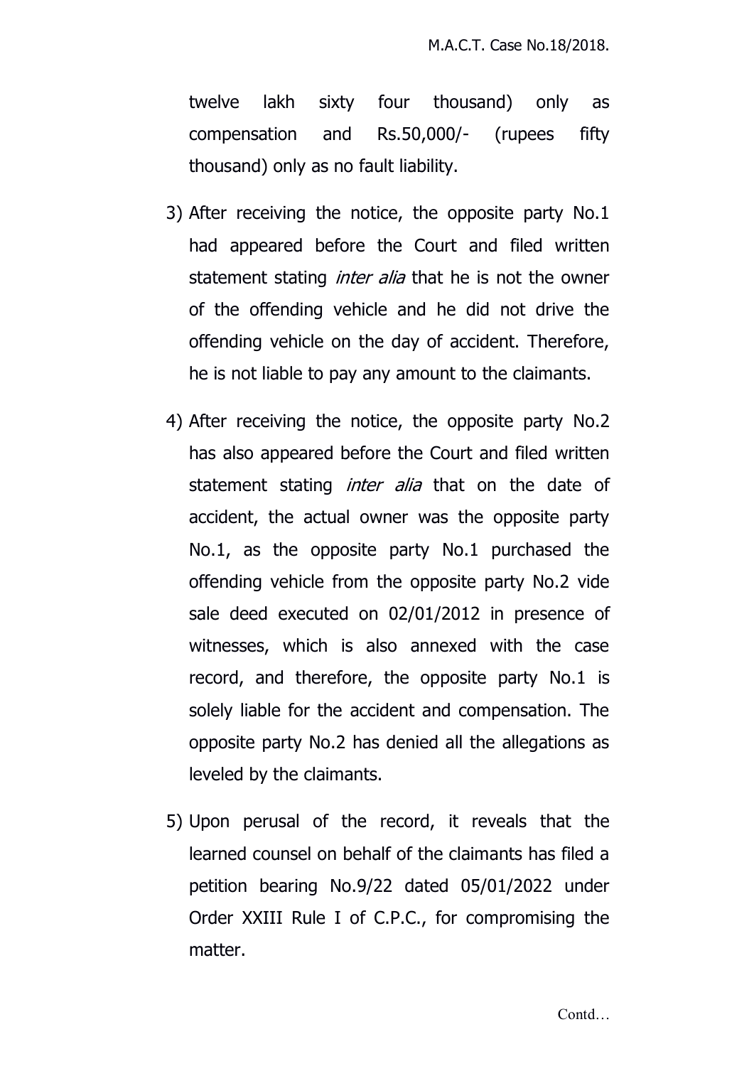twelve lakh sixty four thousand) only as compensation and Rs.50,000/- (rupees fifty thousand) only as no fault liability.

3) After receiving the notice, the opposite party No.1 had appeared before the Court and filed written statement stating *inter alia* that he is not the owner of the offending vehicle and he did not drive the offending vehicle on the day of accident. Therefore, he is not liable to pay any amount to the claimants.

4) After receiving the notice, the opposite party No.2 has also appeared before the Court and filed written statement stating *inter alia* that on the date of accident, the actual owner was the opposite party No.1, as the opposite party No.1 purchased the offending vehicle from the opposite party No.2 vide sale deed executed on 02/01/2012 in presence of witnesses, which is also annexed with the case record, and therefore, the opposite party No.1 is solely liable for the accident and compensation. The opposite party No.2 has denied all the allegations as leveled by the claimants.

5) Upon perusal of the record, it reveals that the learned counsel on behalf of the claimants has filed a petition bearing No.9/22 dated 05/01/2022 under Order XXIII Rule I of C.P.C., for compromising the matter.

Contd…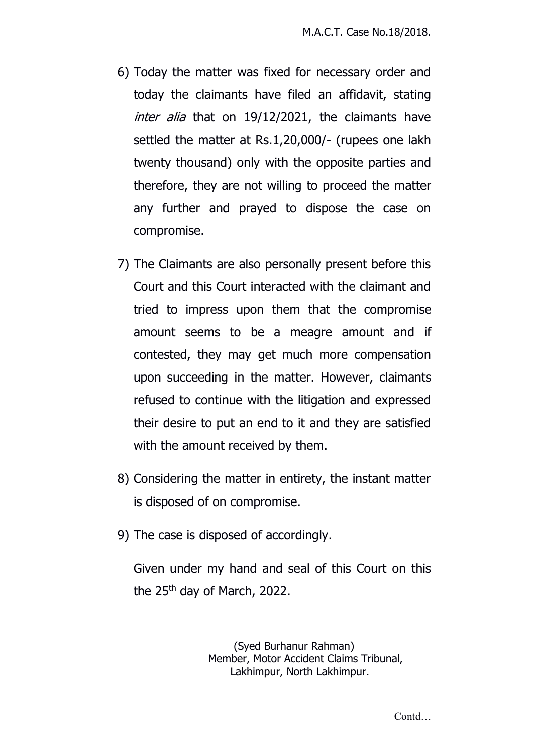6) Today the matter was fixed for necessary order and today the claimants have filed an affidavit, stating *inter alia* that on 19/12/2021, the claimants have settled the matter at Rs.1,20,000/- (rupees one lakh twenty thousand) only with the opposite parties and therefore, they are not willing to proceed the matter any further and prayed to dispose the case on compromise.

7) The Claimants are also personally present before this Court and this Court interacted with the claimant and tried to impress upon them that the compromise amount seems to be a meagre amount and if contested, they may get much more compensation upon succeeding in the matter. However, claimants refused to continue with the litigation and expressed their desire to put an end to it and they are satisfied with the amount received by them.

8) Considering the matter in entirety, the instant matter is disposed of on compromise.

9) The case is disposed of accordingly.

Given under my hand and seal of this Court on this the 25th day of March, 2022.

(Syed Burhanur Rahman)
Member, Motor Accident Claims Tribunal,
Lakhimpur, North Lakhimpur.

Contd…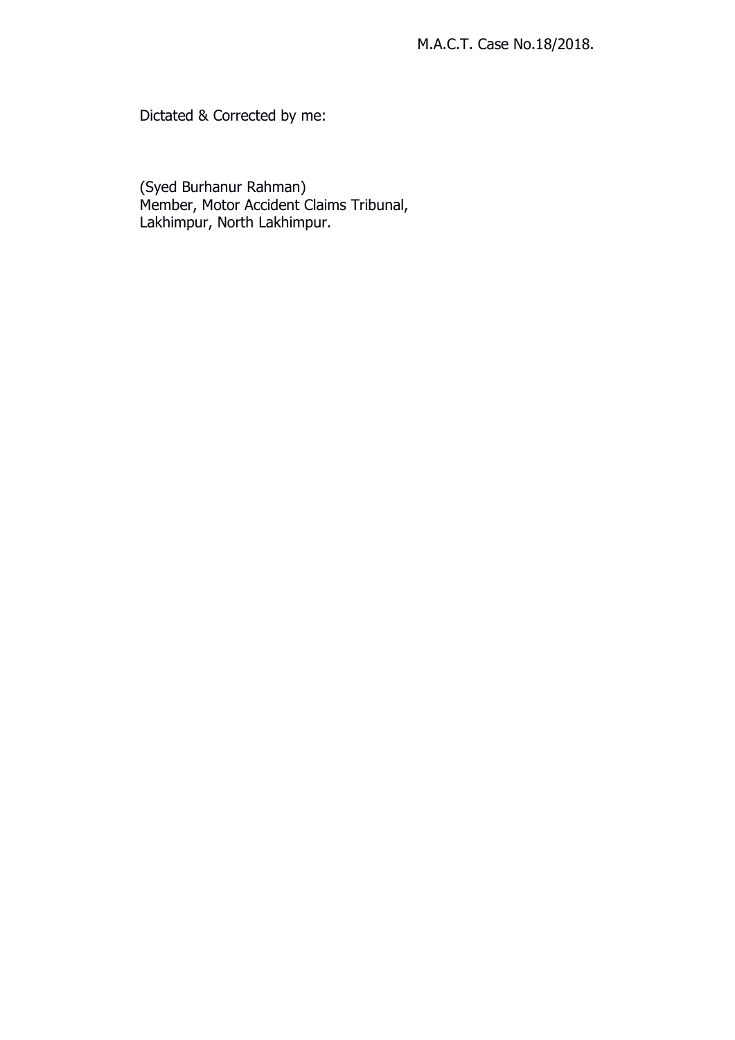Dictated & Corrected by me:

(Syed Burhanur Rahman)
Member, Motor Accident Claims Tribunal,
Lakhimpur, North Lakhimpur.